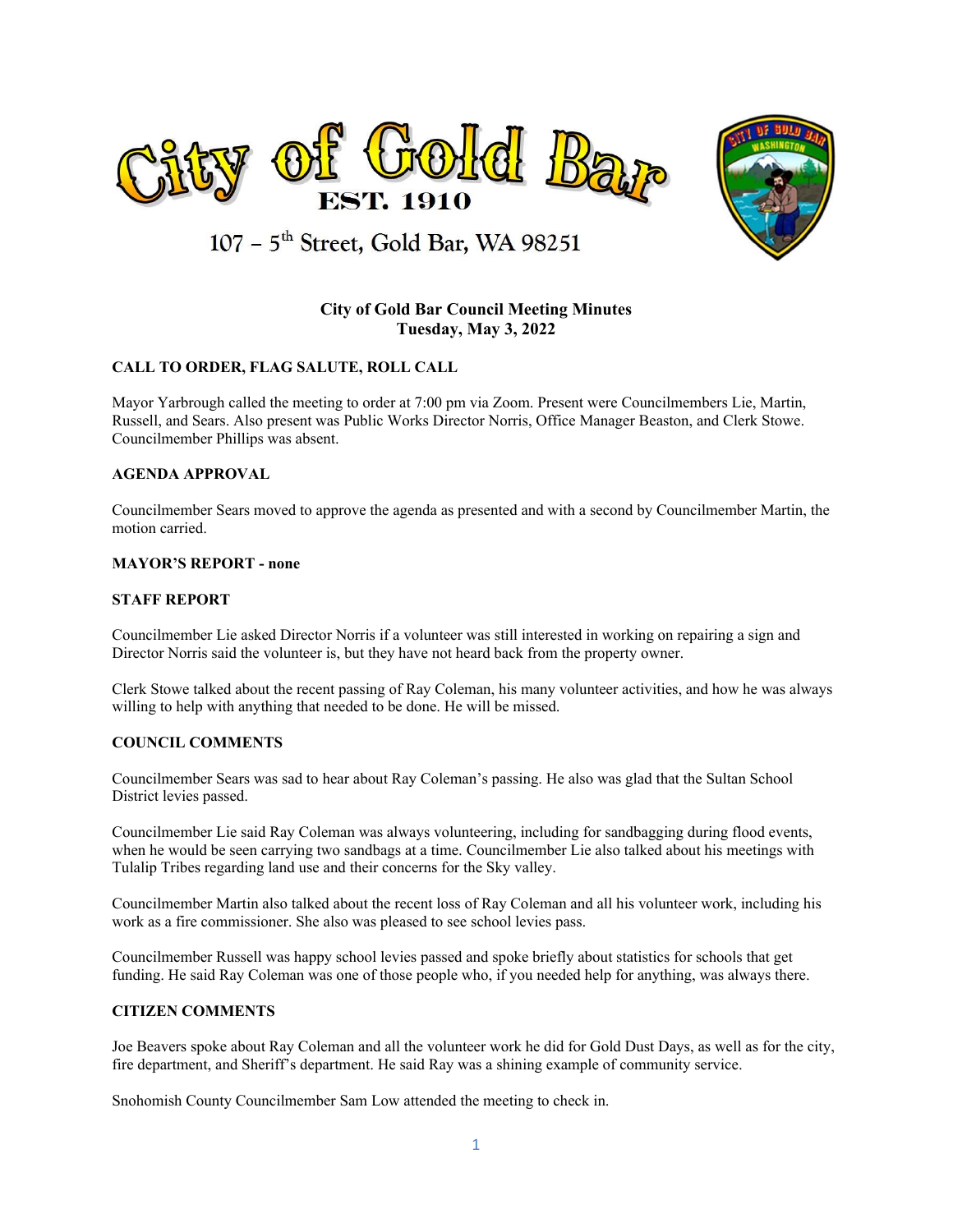# City of Gold Bar

EST. 1910

107 – 5th Street, Gold Bar, WA 98251

## City of Gold Bar Council Meeting Minutes
## Tuesday, May 3, 2022

### CALL TO ORDER, FLAG SALUTE, ROLL CALL

Mayor Yarbrough called the meeting to order at 7:00 pm via Zoom. Present were Councilmembers Lie, Martin, Russell, and Sears. Also present was Public Works Director Norris, Office Manager Beaston, and Clerk Stowe. Councilmember Phillips was absent.

### AGENDA APPROVAL

Councilmember Sears moved to approve the agenda as presented and with a second by Councilmember Martin, the motion carried.

### MAYOR'S REPORT - none

### STAFF REPORT

Councilmember Lie asked Director Norris if a volunteer was still interested in working on repairing a sign and Director Norris said the volunteer is, but they have not heard back from the property owner.

Clerk Stowe talked about the recent passing of Ray Coleman, his many volunteer activities, and how he was always willing to help with anything that needed to be done. He will be missed.

### COUNCIL COMMENTS

Councilmember Sears was sad to hear about Ray Coleman's passing. He also was glad that the Sultan School District levies passed.

Councilmember Lie said Ray Coleman was always volunteering, including for sandbagging during flood events, when he would be seen carrying two sandbags at a time. Councilmember Lie also talked about his meetings with Tulalip Tribes regarding land use and their concerns for the Sky valley.

Councilmember Martin also talked about the recent loss of Ray Coleman and all his volunteer work, including his work as a fire commissioner. She also was pleased to see school levies pass.

Councilmember Russell was happy school levies passed and spoke briefly about statistics for schools that get funding. He said Ray Coleman was one of those people who, if you needed help for anything, was always there.

### CITIZEN COMMENTS

Joe Beavers spoke about Ray Coleman and all the volunteer work he did for Gold Dust Days, as well as for the city, fire department, and Sheriff's department. He said Ray was a shining example of community service.

Snohomish County Councilmember Sam Low attended the meeting to check in.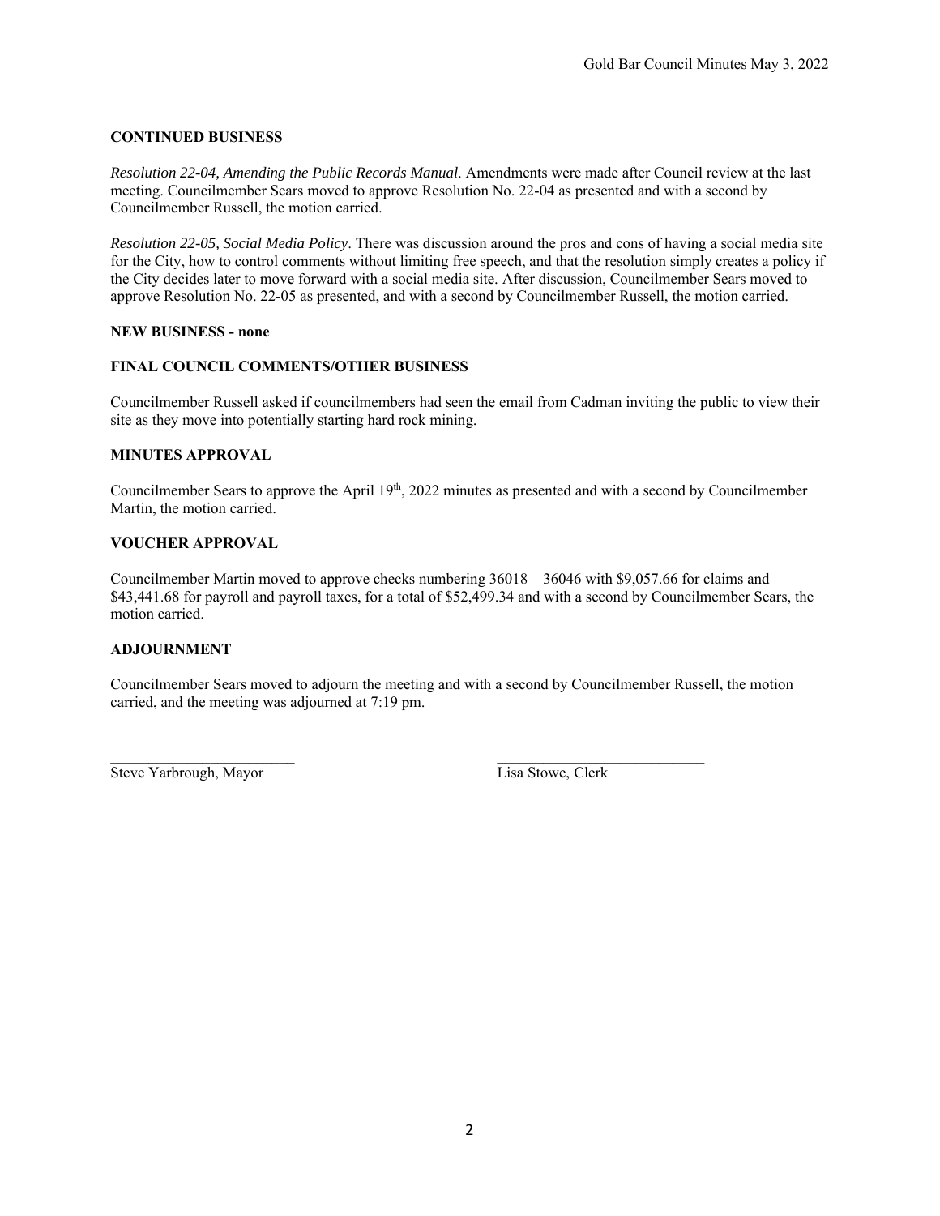## CONTINUED BUSINESS

*Resolution 22-04, Amending the Public Records Manual*. Amendments were made after Council review at the last meeting. Councilmember Sears moved to approve Resolution No. 22-04 as presented and with a second by Councilmember Russell, the motion carried.

*Resolution 22-05, Social Media Policy*. There was discussion around the pros and cons of having a social media site for the City, how to control comments without limiting free speech, and that the resolution simply creates a policy if the City decides later to move forward with a social media site. After discussion, Councilmember Sears moved to approve Resolution No. 22-05 as presented, and with a second by Councilmember Russell, the motion carried.

## NEW BUSINESS - none

## FINAL COUNCIL COMMENTS/OTHER BUSINESS

Councilmember Russell asked if councilmembers had seen the email from Cadman inviting the public to view their site as they move into potentially starting hard rock mining.

## MINUTES APPROVAL

Councilmember Sears to approve the April 19th, 2022 minutes as presented and with a second by Councilmember Martin, the motion carried.

## VOUCHER APPROVAL

Councilmember Martin moved to approve checks numbering 36018 – 36046 with $9,057.66 for claims and $43,441.68 for payroll and payroll taxes, for a total of $52,499.34 and with a second by Councilmember Sears, the motion carried.

## ADJOURNMENT

Councilmember Sears moved to adjourn the meeting and with a second by Councilmember Russell, the motion carried, and the meeting was adjourned at 7:19 pm.

________________________ &nbsp;&nbsp;&nbsp;&nbsp;&nbsp;&nbsp;&nbsp;&nbsp; ___________________________

Steve Yarbrough, Mayor &nbsp;&nbsp;&nbsp;&nbsp;&nbsp;&nbsp;&nbsp;&nbsp; Lisa Stowe, Clerk